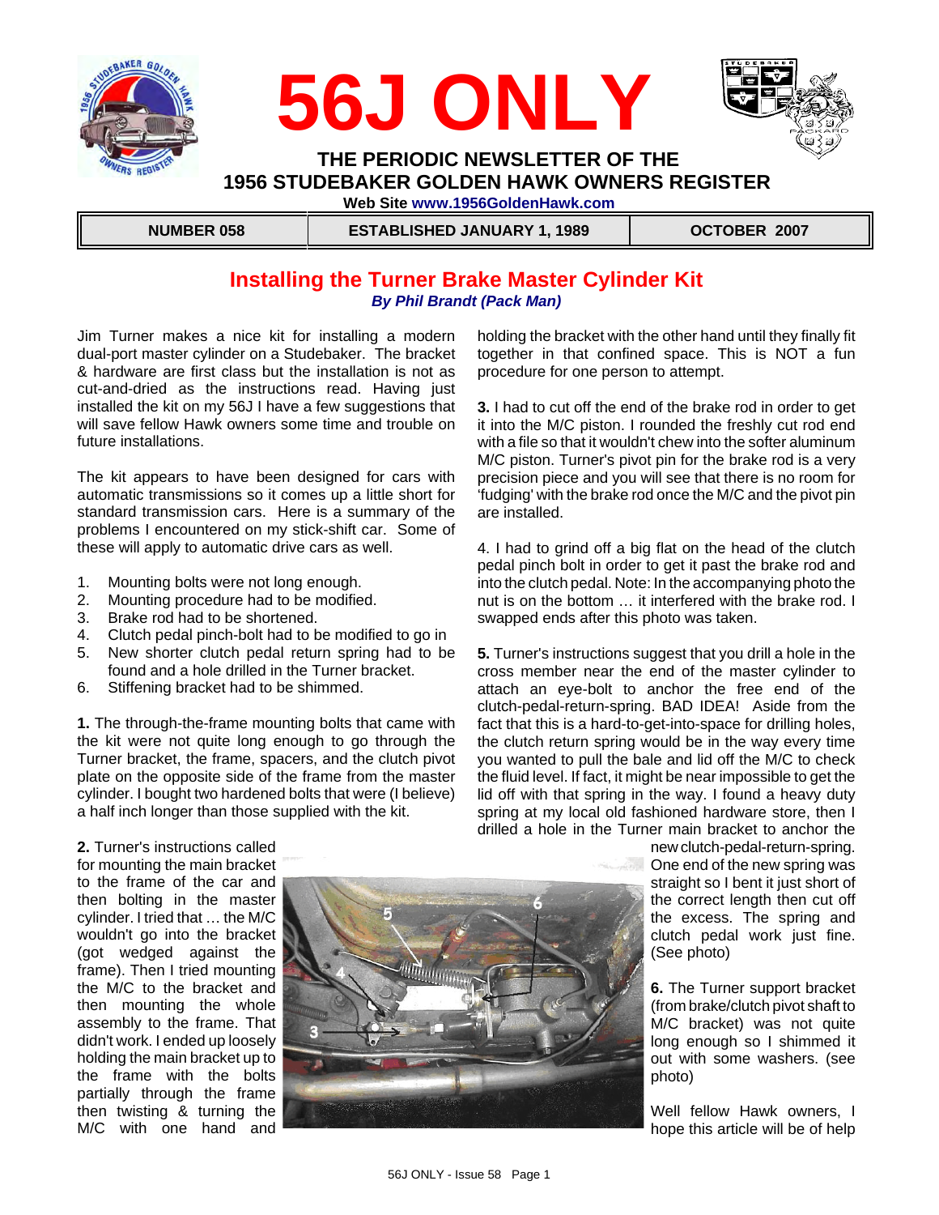# 56J ONLY

## THE PERIODIC NEWSLETTER OF THE 1956 STUDEBAKER GOLDEN HAWK OWNERS REGISTER

**Web Site www.1956GoldenHawk.com**

| NUMBER 058 | ESTABLISHED JANUARY 1, 1989 | OCTOBER 2007 |
|---|---|---|

## Installing the Turner Brake Master Cylinder Kit

***By Phil Brandt (Pack Man)***

Jim Turner makes a nice kit for installing a modern dual-port master cylinder on a Studebaker. The bracket & hardware are first class but the installation is not as cut-and-dried as the instructions read. Having just installed the kit on my 56J I have a few suggestions that will save fellow Hawk owners some time and trouble on future installations.

The kit appears to have been designed for cars with automatic transmissions so it comes up a little short for standard transmission cars. Here is a summary of the problems I encountered on my stick-shift car. Some of these will apply to automatic drive cars as well.

1. Mounting bolts were not long enough.
2. Mounting procedure had to be modified.
3. Brake rod had to be shortened.
4. Clutch pedal pinch-bolt had to be modified to go in
5. New shorter clutch pedal return spring had to be found and a hole drilled in the Turner bracket.
6. Stiffening bracket had to be shimmed.

**1.** The through-the-frame mounting bolts that came with the kit were not quite long enough to go through the Turner bracket, the frame, spacers, and the clutch pivot plate on the opposite side of the frame from the master cylinder. I bought two hardened bolts that were (I believe) a half inch longer than those supplied with the kit.

**2.** Turner's instructions called for mounting the main bracket to the frame of the car and then bolting in the master cylinder. I tried that … the M/C wouldn't go into the bracket (got wedged against the frame). Then I tried mounting the M/C to the bracket and then mounting the whole assembly to the frame. That didn't work. I ended up loosely holding the main bracket up to the frame with the bolts partially through the frame then twisting & turning the M/C with one hand and holding the bracket with the other hand until they finally fit together in that confined space. This is NOT a fun procedure for one person to attempt.

**3.** I had to cut off the end of the brake rod in order to get it into the M/C piston. I rounded the freshly cut rod end with a file so that it wouldn't chew into the softer aluminum M/C piston. Turner's pivot pin for the brake rod is a very precision piece and you will see that there is no room for 'fudging' with the brake rod once the M/C and the pivot pin are installed.

4. I had to grind off a big flat on the head of the clutch pedal pinch bolt in order to get it past the brake rod and into the clutch pedal. Note: In the accompanying photo the nut is on the bottom … it interfered with the brake rod. I swapped ends after this photo was taken.

**5.** Turner's instructions suggest that you drill a hole in the cross member near the end of the master cylinder to attach an eye-bolt to anchor the free end of the clutch-pedal-return-spring. BAD IDEA! Aside from the fact that this is a hard-to-get-into-space for drilling holes, the clutch return spring would be in the way every time you wanted to pull the bale and lid off the M/C to check the fluid level. If fact, it might be near impossible to get the lid off with that spring in the way. I found a heavy duty spring at my local old fashioned hardware store, then I drilled a hole in the Turner main bracket to anchor the new clutch-pedal-return-spring. One end of the new spring was straight so I bent it just short of the correct length then cut off the excess. The spring and clutch pedal work just fine. (See photo)

**6.** The Turner support bracket (from brake/clutch pivot shaft to M/C bracket) was not quite long enough so I shimmed it out with some washers. (see photo)

Well fellow Hawk owners, I hope this article will be of help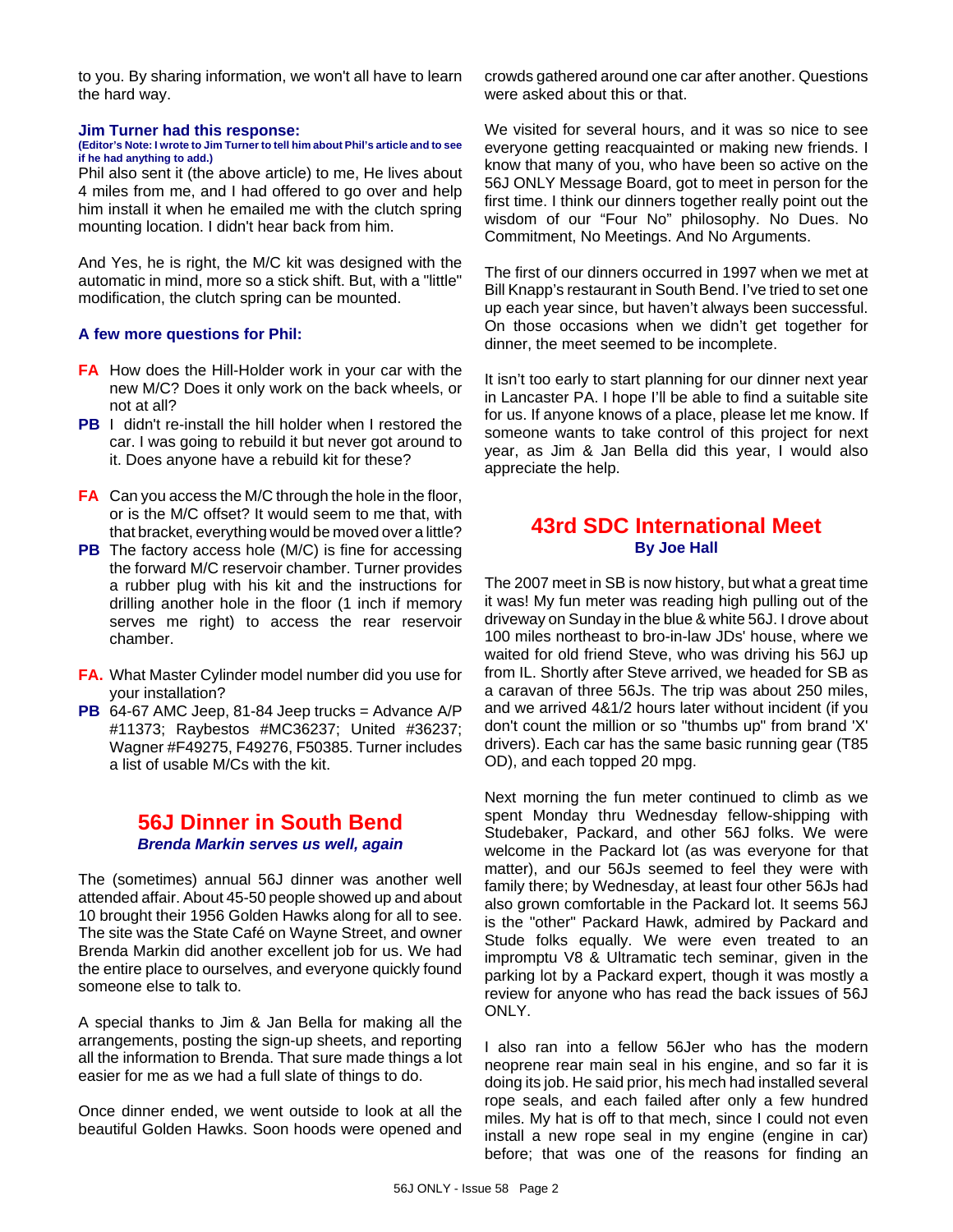to you. By sharing information, we won't all have to learn the hard way.

### Jim Turner had this response:

**(Editor's Note: I wrote to Jim Turner to tell him about Phil's article and to see if he had anything to add.)**

Phil also sent it (the above article) to me, He lives about 4 miles from me, and I had offered to go over and help him install it when he emailed me with the clutch spring mounting location. I didn't hear back from him.

And Yes, he is right, the M/C kit was designed with the automatic in mind, more so a stick shift. But, with a "little" modification, the clutch spring can be mounted.

### A few more questions for Phil:

**FA** How does the Hill-Holder work in your car with the new M/C? Does it only work on the back wheels, or not at all?

**PB** I didn't re-install the hill holder when I restored the car. I was going to rebuild it but never got around to it. Does anyone have a rebuild kit for these?

**FA** Can you access the M/C through the hole in the floor, or is the M/C offset? It would seem to me that, with that bracket, everything would be moved over a little?

**PB** The factory access hole (M/C) is fine for accessing the forward M/C reservoir chamber. Turner provides a rubber plug with his kit and the instructions for drilling another hole in the floor (1 inch if memory serves me right) to access the rear reservoir chamber.

**FA.** What Master Cylinder model number did you use for your installation?

**PB** 64-67 AMC Jeep, 81-84 Jeep trucks = Advance A/P #11373; Raybestos #MC36237; United #36237; Wagner #F49275, F49276, F50385. Turner includes a list of usable M/Cs with the kit.

## 56J Dinner in South Bend

***Brenda Markin serves us well, again***

The (sometimes) annual 56J dinner was another well attended affair. About 45-50 people showed up and about 10 brought their 1956 Golden Hawks along for all to see. The site was the State Café on Wayne Street, and owner Brenda Markin did another excellent job for us. We had the entire place to ourselves, and everyone quickly found someone else to talk to.

A special thanks to Jim & Jan Bella for making all the arrangements, posting the sign-up sheets, and reporting all the information to Brenda. That sure made things a lot easier for me as we had a full slate of things to do.

Once dinner ended, we went outside to look at all the beautiful Golden Hawks. Soon hoods were opened and crowds gathered around one car after another. Questions were asked about this or that.

We visited for several hours, and it was so nice to see everyone getting reacquainted or making new friends. I know that many of you, who have been so active on the 56J ONLY Message Board, got to meet in person for the first time. I think our dinners together really point out the wisdom of our “Four No” philosophy. No Dues. No Commitment, No Meetings. And No Arguments.

The first of our dinners occurred in 1997 when we met at Bill Knapp's restaurant in South Bend. I've tried to set one up each year since, but haven't always been successful. On those occasions when we didn't get together for dinner, the meet seemed to be incomplete.

It isn't too early to start planning for our dinner next year in Lancaster PA. I hope I'll be able to find a suitable site for us. If anyone knows of a place, please let me know. If someone wants to take control of this project for next year, as Jim & Jan Bella did this year, I would also appreciate the help.

## 43rd SDC International Meet

**By Joe Hall**

The 2007 meet in SB is now history, but what a great time it was! My fun meter was reading high pulling out of the driveway on Sunday in the blue & white 56J. I drove about 100 miles northeast to bro-in-law JDs' house, where we waited for old friend Steve, who was driving his 56J up from IL. Shortly after Steve arrived, we headed for SB as a caravan of three 56Js. The trip was about 250 miles, and we arrived 4&1/2 hours later without incident (if you don't count the million or so "thumbs up" from brand 'X' drivers). Each car has the same basic running gear (T85 OD), and each topped 20 mpg.

Next morning the fun meter continued to climb as we spent Monday thru Wednesday fellow-shipping with Studebaker, Packard, and other 56J folks. We were welcome in the Packard lot (as was everyone for that matter), and our 56Js seemed to feel they were with family there; by Wednesday, at least four other 56Js had also grown comfortable in the Packard lot. It seems 56J is the "other" Packard Hawk, admired by Packard and Stude folks equally. We were even treated to an impromptu V8 & Ultramatic tech seminar, given in the parking lot by a Packard expert, though it was mostly a review for anyone who has read the back issues of 56J ONLY.

I also ran into a fellow 56Jer who has the modern neoprene rear main seal in his engine, and so far it is doing its job. He said prior, his mech had installed several rope seals, and each failed after only a few hundred miles. My hat is off to that mech, since I could not even install a new rope seal in my engine (engine in car) before; that was one of the reasons for finding an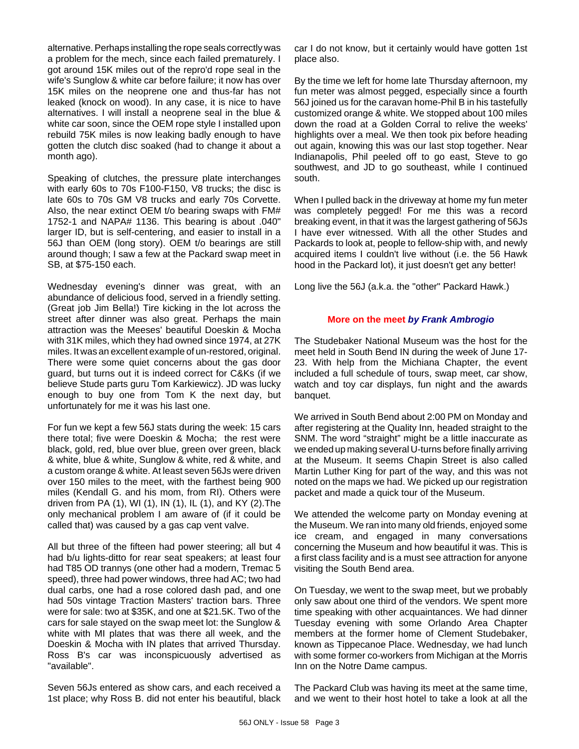alternative. Perhaps installing the rope seals correctly was a problem for the mech, since each failed prematurely. I got around 15K miles out of the repro'd rope seal in the wife's Sunglow & white car before failure; it now has over 15K miles on the neoprene one and thus-far has not leaked (knock on wood). In any case, it is nice to have alternatives. I will install a neoprene seal in the blue & white car soon, since the OEM rope style I installed upon rebuild 75K miles is now leaking badly enough to have gotten the clutch disc soaked (had to change it about a month ago).

Speaking of clutches, the pressure plate interchanges with early 60s to 70s F100-F150, V8 trucks; the disc is late 60s to 70s GM V8 trucks and early 70s Corvette. Also, the near extinct OEM t/o bearing swaps with FM# 1752-1 and NAPA# 1136. This bearing is about .040" larger ID, but is self-centering, and easier to install in a 56J than OEM (long story). OEM t/o bearings are still around though; I saw a few at the Packard swap meet in SB, at $75-150 each.

Wednesday evening's dinner was great, with an abundance of delicious food, served in a friendly setting. (Great job Jim Bella!) Tire kicking in the lot across the street after dinner was also great. Perhaps the main attraction was the Meeses' beautiful Doeskin & Mocha with 31K miles, which they had owned since 1974, at 27K miles. It was an excellent example of un-restored, original. There were some quiet concerns about the gas door guard, but turns out it is indeed correct for C&Ks (if we believe Stude parts guru Tom Karkiewicz). JD was lucky enough to buy one from Tom K the next day, but unfortunately for me it was his last one.

For fun we kept a few 56J stats during the week: 15 cars there total; five were Doeskin & Mocha; the rest were black, gold, red, blue over blue, green over green, black & white, blue & white, Sunglow & white, red & white, and a custom orange & white. At least seven 56Js were driven over 150 miles to the meet, with the farthest being 900 miles (Kendall G. and his mom, from RI). Others were driven from PA (1), WI (1), IN (1), IL (1), and KY (2).The only mechanical problem I am aware of (if it could be called that) was caused by a gas cap vent valve.

All but three of the fifteen had power steering; all but 4 had b/u lights-ditto for rear seat speakers; at least four had T85 OD trannys (one other had a modern, Tremac 5 speed), three had power windows, three had AC; two had dual carbs, one had a rose colored dash pad, and one had 50s vintage Traction Masters' traction bars. Three were for sale: two at $35K, and one at $21.5K. Two of the cars for sale stayed on the swap meet lot: the Sunglow & white with MI plates that was there all week, and the Doeskin & Mocha with IN plates that arrived Thursday. Ross B's car was inconspicuously advertised as "available".

Seven 56Js entered as show cars, and each received a 1st place; why Ross B. did not enter his beautiful, black car I do not know, but it certainly would have gotten 1st place also.

By the time we left for home late Thursday afternoon, my fun meter was almost pegged, especially since a fourth 56J joined us for the caravan home-Phil B in his tastefully customized orange & white. We stopped about 100 miles down the road at a Golden Corral to relive the weeks' highlights over a meal. We then took pix before heading out again, knowing this was our last stop together. Near Indianapolis, Phil peeled off to go east, Steve to go southwest, and JD to go southeast, while I continued south.

When I pulled back in the driveway at home my fun meter was completely pegged! For me this was a record breaking event, in that it was the largest gathering of 56Js I have ever witnessed. With all the other Studes and Packards to look at, people to fellow-ship with, and newly acquired items I couldn't live without (i.e. the 56 Hawk hood in the Packard lot), it just doesn't get any better!

Long live the 56J (a.k.a. the "other" Packard Hawk.)

### More on the meet *by Frank Ambrogio*

The Studebaker National Museum was the host for the meet held in South Bend IN during the week of June 17-23. With help from the Michiana Chapter, the event included a full schedule of tours, swap meet, car show, watch and toy car displays, fun night and the awards banquet.

We arrived in South Bend about 2:00 PM on Monday and after registering at the Quality Inn, headed straight to the SNM. The word "straight" might be a little inaccurate as we ended up making several U-turns before finally arriving at the Museum. It seems Chapin Street is also called Martin Luther King for part of the way, and this was not noted on the maps we had. We picked up our registration packet and made a quick tour of the Museum.

We attended the welcome party on Monday evening at the Museum. We ran into many old friends, enjoyed some ice cream, and engaged in many conversations concerning the Museum and how beautiful it was. This is a first class facility and is a must see attraction for anyone visiting the South Bend area.

On Tuesday, we went to the swap meet, but we probably only saw about one third of the vendors. We spent more time speaking with other acquaintances. We had dinner Tuesday evening with some Orlando Area Chapter members at the former home of Clement Studebaker, known as Tippecanoe Place. Wednesday, we had lunch with some former co-workers from Michigan at the Morris Inn on the Notre Dame campus.

The Packard Club was having its meet at the same time, and we went to their host hotel to take a look at all the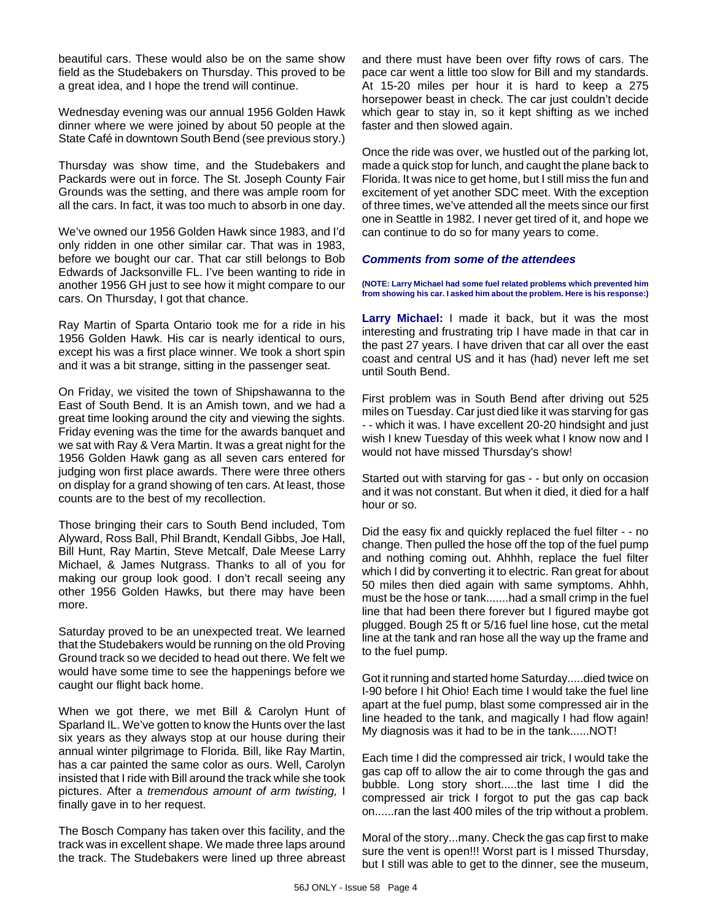beautiful cars. These would also be on the same show field as the Studebakers on Thursday. This proved to be a great idea, and I hope the trend will continue.

Wednesday evening was our annual 1956 Golden Hawk dinner where we were joined by about 50 people at the State Café in downtown South Bend (see previous story.)

Thursday was show time, and the Studebakers and Packards were out in force. The St. Joseph County Fair Grounds was the setting, and there was ample room for all the cars. In fact, it was too much to absorb in one day.

We've owned our 1956 Golden Hawk since 1983, and I'd only ridden in one other similar car. That was in 1983, before we bought our car. That car still belongs to Bob Edwards of Jacksonville FL. I've been wanting to ride in another 1956 GH just to see how it might compare to our cars. On Thursday, I got that chance.

Ray Martin of Sparta Ontario took me for a ride in his 1956 Golden Hawk. His car is nearly identical to ours, except his was a first place winner. We took a short spin and it was a bit strange, sitting in the passenger seat.

On Friday, we visited the town of Shipshawanna to the East of South Bend. It is an Amish town, and we had a great time looking around the city and viewing the sights. Friday evening was the time for the awards banquet and we sat with Ray & Vera Martin. It was a great night for the 1956 Golden Hawk gang as all seven cars entered for judging won first place awards. There were three others on display for a grand showing of ten cars. At least, those counts are to the best of my recollection.

Those bringing their cars to South Bend included, Tom Alyward, Ross Ball, Phil Brandt, Kendall Gibbs, Joe Hall, Bill Hunt, Ray Martin, Steve Metcalf, Dale Meese Larry Michael, & James Nutgrass. Thanks to all of you for making our group look good. I don't recall seeing any other 1956 Golden Hawks, but there may have been more.

Saturday proved to be an unexpected treat. We learned that the Studebakers would be running on the old Proving Ground track so we decided to head out there. We felt we would have some time to see the happenings before we caught our flight back home.

When we got there, we met Bill & Carolyn Hunt of Sparland IL. We've gotten to know the Hunts over the last six years as they always stop at our house during their annual winter pilgrimage to Florida. Bill, like Ray Martin, has a car painted the same color as ours. Well, Carolyn insisted that I ride with Bill around the track while she took pictures. After a *tremendous amount of arm twisting,* I finally gave in to her request.

The Bosch Company has taken over this facility, and the track was in excellent shape. We made three laps around the track. The Studebakers were lined up three abreast and there must have been over fifty rows of cars. The pace car went a little too slow for Bill and my standards. At 15-20 miles per hour it is hard to keep a 275 horsepower beast in check. The car just couldn't decide which gear to stay in, so it kept shifting as we inched faster and then slowed again.

Once the ride was over, we hustled out of the parking lot, made a quick stop for lunch, and caught the plane back to Florida. It was nice to get home, but I still miss the fun and excitement of yet another SDC meet. With the exception of three times, we've attended all the meets since our first one in Seattle in 1982. I never get tired of it, and hope we can continue to do so for many years to come.

### *Comments from some of the attendees*

**(NOTE: Larry Michael had some fuel related problems which prevented him from showing his car. I asked him about the problem. Here is his response:)**

**Larry Michael:** I made it back, but it was the most interesting and frustrating trip I have made in that car in the past 27 years. I have driven that car all over the east coast and central US and it has (had) never left me set until South Bend.

First problem was in South Bend after driving out 525 miles on Tuesday. Car just died like it was starving for gas - - which it was. I have excellent 20-20 hindsight and just wish I knew Tuesday of this week what I know now and I would not have missed Thursday's show!

Started out with starving for gas - - but only on occasion and it was not constant. But when it died, it died for a half hour or so.

Did the easy fix and quickly replaced the fuel filter - - no change. Then pulled the hose off the top of the fuel pump and nothing coming out. Ahhhh, replace the fuel filter which I did by converting it to electric. Ran great for about 50 miles then died again with same symptoms. Ahhh, must be the hose or tank.......had a small crimp in the fuel line that had been there forever but I figured maybe got plugged. Bough 25 ft or 5/16 fuel line hose, cut the metal line at the tank and ran hose all the way up the frame and to the fuel pump.

Got it running and started home Saturday.....died twice on I-90 before I hit Ohio! Each time I would take the fuel line apart at the fuel pump, blast some compressed air in the line headed to the tank, and magically I had flow again! My diagnosis was it had to be in the tank......NOT!

Each time I did the compressed air trick, I would take the gas cap off to allow the air to come through the gas and bubble. Long story short.....the last time I did the compressed air trick I forgot to put the gas cap back on......ran the last 400 miles of the trip without a problem.

Moral of the story...many. Check the gas cap first to make sure the vent is open!!! Worst part is I missed Thursday, but I still was able to get to the dinner, see the museum,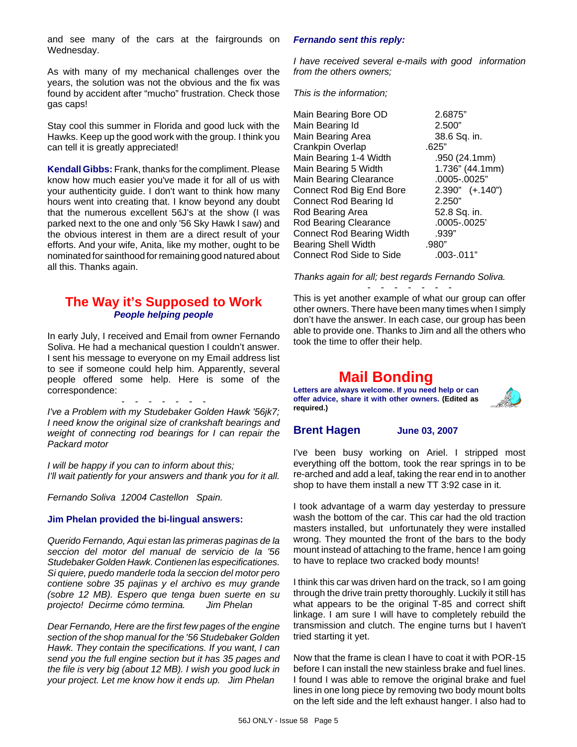and see many of the cars at the fairgrounds on Wednesday.

As with many of my mechanical challenges over the years, the solution was not the obvious and the fix was found by accident after "mucho" frustration. Check those gas caps!

Stay cool this summer in Florida and good luck with the Hawks. Keep up the good work with the group. I think you can tell it is greatly appreciated!

**Kendall Gibbs:** Frank, thanks for the compliment. Please know how much easier you've made it for all of us with your authenticity guide. I don't want to think how many hours went into creating that. I know beyond any doubt that the numerous excellent 56J's at the show (I was parked next to the one and only '56 Sky Hawk I saw) and the obvious interest in them are a direct result of your efforts. And your wife, Anita, like my mother, ought to be nominated for sainthood for remaining good natured about all this. Thanks again.

## The Way it's Supposed to Work

***People helping people***

In early July, I received and Email from owner Fernando Soliva. He had a mechanical question I couldn't answer. I sent his message to everyone on my Email address list to see if someone could help him. Apparently, several people offered some help. Here is some of the correspondence:

\- - - - - - -

*I've a Problem with my Studebaker Golden Hawk '56jk7; I need know the original size of crankshaft bearings and weight of connecting rod bearings for I can repair the Packard motor*

*I will be happy if you can to inform about this;*
*I'll wait patiently for your answers and thank you for it all.*

*Fernando Soliva  12004 Castellon  Spain.*

**Jim Phelan provided the bi-lingual answers:**

*Querido Fernando, Aqui estan las primeras paginas de la seccion del motor del manual de servicio de la '56 Studebaker Golden Hawk. Contienen las especificationes. Si quiere, puedo manderle toda la seccion del motor pero contiene sobre 35 pajinas y el archivo es muy grande (sobre 12 MB). Espero que tenga buen suerte en su projecto!  Decirme cómo termina.      Jim Phelan*

*Dear Fernando, Here are the first few pages of the engine section of the shop manual for the '56 Studebaker Golden Hawk. They contain the specifications. If you want, I can send you the full engine section but it has 35 pages and the file is very big (about 12 MB). I wish you good luck in your project. Let me know how it ends up.   Jim Phelan*

***Fernando sent this reply:***

*I have received several e-mails with good  information from the others owners;*

*This is the information;*

| | |
|---|---|
| Main Bearing Bore OD | 2.6875" |
| Main Bearing Id | 2.500" |
| Main Bearing Area | 38.6 Sq. in. |
| Crankpin Overlap | .625" |
| Main Bearing 1-4 Width | .950 (24.1mm) |
| Main Bearing 5 Width | 1.736" (44.1mm) |
| Main Bearing Clearance | .0005-.0025" |
| Connect Rod Big End Bore | 2.390"  (+.140") |
| Connect Rod Bearing Id | 2.250" |
| Rod Bearing Area | 52.8 Sq. in. |
| Rod Bearing Clearance | .0005-.0025' |
| Connect Rod Bearing Width | .939" |
| Bearing Shell Width | .980" |
| Connect Rod Side to Side | .003-.011" |

*Thanks again for all; best regards Fernando Soliva.*

\- - - - - - -

This is yet another example of what our group can offer other owners. There have been many times when I simply don't have the answer. In each case, our group has been able to provide one. Thanks to Jim and all the others who took the time to offer their help.

## Mail Bonding

**Letters are always welcome. If you need help or can offer advice, share it with other owners.** **(Edited as required.)**

### Brent Hagen          June 03, 2007

I've been busy working on Ariel. I stripped most everything off the bottom, took the rear springs in to be re-arched and add a leaf, taking the rear end in to another shop to have them install a new TT 3:92 case in it.

I took advantage of a warm day yesterday to pressure wash the bottom of the car. This car had the old traction masters installed, but  unfortunately they were installed wrong. They mounted the front of the bars to the body mount instead of attaching to the frame, hence I am going to have to replace two cracked body mounts!

I think this car was driven hard on the track, so I am going through the drive train pretty thoroughly. Luckily it still has what appears to be the original T-85 and correct shift linkage. I am sure I will have to completely rebuild the transmission and clutch. The engine turns but I haven't tried starting it yet.

Now that the frame is clean I have to coat it with POR-15 before I can install the new stainless brake and fuel lines. I found I was able to remove the original brake and fuel lines in one long piece by removing two body mount bolts on the left side and the left exhaust hanger. I also had to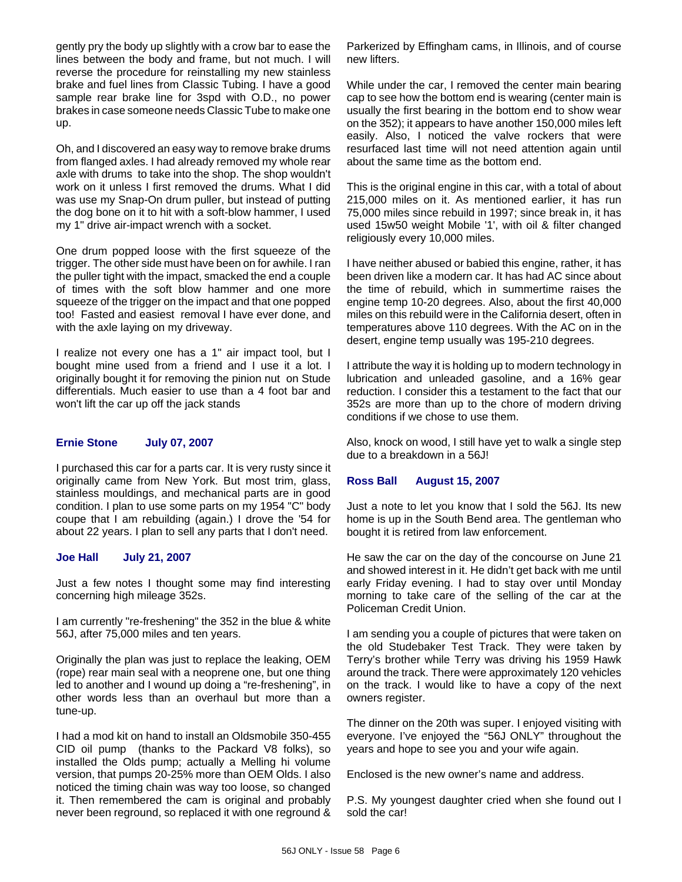gently pry the body up slightly with a crow bar to ease the lines between the body and frame, but not much. I will reverse the procedure for reinstalling my new stainless brake and fuel lines from Classic Tubing. I have a good sample rear brake line for 3spd with O.D., no power brakes in case someone needs Classic Tube to make one up.

Oh, and I discovered an easy way to remove brake drums from flanged axles. I had already removed my whole rear axle with drums to take into the shop. The shop wouldn't work on it unless I first removed the drums. What I did was use my Snap-On drum puller, but instead of putting the dog bone on it to hit with a soft-blow hammer, I used my 1" drive air-impact wrench with a socket.

One drum popped loose with the first squeeze of the trigger. The other side must have been on for awhile. I ran the puller tight with the impact, smacked the end a couple of times with the soft blow hammer and one more squeeze of the trigger on the impact and that one popped too! Fasted and easiest removal I have ever done, and with the axle laying on my driveway.

I realize not every one has a 1" air impact tool, but I bought mine used from a friend and I use it a lot. I originally bought it for removing the pinion nut on Stude differentials. Much easier to use than a 4 foot bar and won't lift the car up off the jack stands

### Ernie Stone July 07, 2007

I purchased this car for a parts car. It is very rusty since it originally came from New York. But most trim, glass, stainless mouldings, and mechanical parts are in good condition. I plan to use some parts on my 1954 "C" body coupe that I am rebuilding (again.) I drove the '54 for about 22 years. I plan to sell any parts that I don't need.

### Joe Hall July 21, 2007

Just a few notes I thought some may find interesting concerning high mileage 352s.

I am currently "re-freshening" the 352 in the blue & white 56J, after 75,000 miles and ten years.

Originally the plan was just to replace the leaking, OEM (rope) rear main seal with a neoprene one, but one thing led to another and I wound up doing a "re-freshening", in other words less than an overhaul but more than a tune-up.

I had a mod kit on hand to install an Oldsmobile 350-455 CID oil pump (thanks to the Packard V8 folks), so installed the Olds pump; actually a Melling hi volume version, that pumps 20-25% more than OEM Olds. I also noticed the timing chain was way too loose, so changed it. Then remembered the cam is original and probably never been reground, so replaced it with one reground & Parkerized by Effingham cams, in Illinois, and of course new lifters.

While under the car, I removed the center main bearing cap to see how the bottom end is wearing (center main is usually the first bearing in the bottom end to show wear on the 352); it appears to have another 150,000 miles left easily. Also, I noticed the valve rockers that were resurfaced last time will not need attention again until about the same time as the bottom end.

This is the original engine in this car, with a total of about 215,000 miles on it. As mentioned earlier, it has run 75,000 miles since rebuild in 1997; since break in, it has used 15w50 weight Mobile '1', with oil & filter changed religiously every 10,000 miles.

I have neither abused or babied this engine, rather, it has been driven like a modern car. It has had AC since about the time of rebuild, which in summertime raises the engine temp 10-20 degrees. Also, about the first 40,000 miles on this rebuild were in the California desert, often in temperatures above 110 degrees. With the AC on in the desert, engine temp usually was 195-210 degrees.

I attribute the way it is holding up to modern technology in lubrication and unleaded gasoline, and a 16% gear reduction. I consider this a testament to the fact that our 352s are more than up to the chore of modern driving conditions if we chose to use them.

Also, knock on wood, I still have yet to walk a single step due to a breakdown in a 56J!

### Ross Ball August 15, 2007

Just a note to let you know that I sold the 56J. Its new home is up in the South Bend area. The gentleman who bought it is retired from law enforcement.

He saw the car on the day of the concourse on June 21 and showed interest in it. He didn't get back with me until early Friday evening. I had to stay over until Monday morning to take care of the selling of the car at the Policeman Credit Union.

I am sending you a couple of pictures that were taken on the old Studebaker Test Track. They were taken by Terry's brother while Terry was driving his 1959 Hawk around the track. There were approximately 120 vehicles on the track. I would like to have a copy of the next owners register.

The dinner on the 20th was super. I enjoyed visiting with everyone. I've enjoyed the "56J ONLY" throughout the years and hope to see you and your wife again.

Enclosed is the new owner's name and address.

P.S. My youngest daughter cried when she found out I sold the car!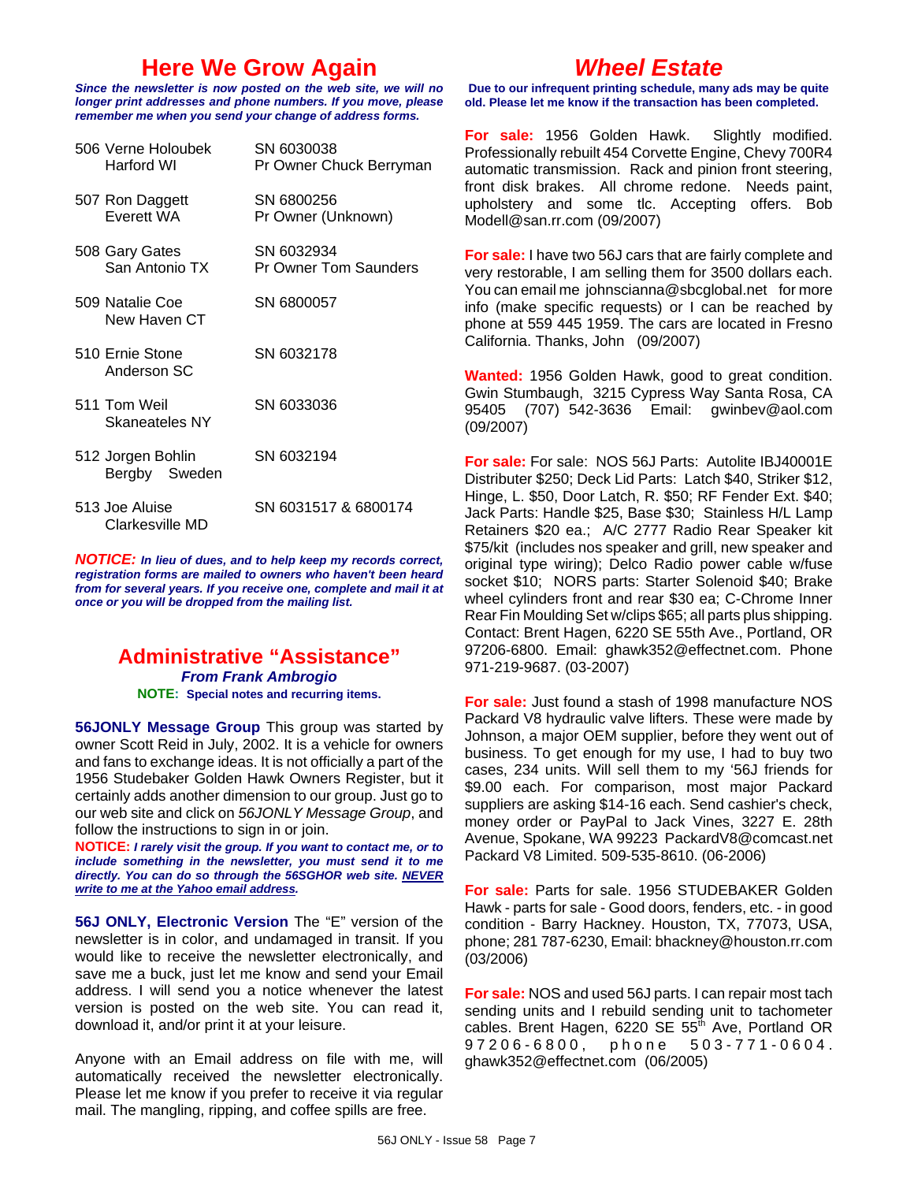# Here We Grow Again

***Since the newsletter is now posted on the web site, we will no longer print addresses and phone numbers. If you move, please remember me when you send your change of address forms.***

| | |
|---|---|
| 506 Verne Holoubek<br>Harford WI | SN 6030038<br>Pr Owner Chuck Berryman |
| 507 Ron Daggett<br>Everett WA | SN 6800256<br>Pr Owner (Unknown) |
| 508 Gary Gates<br>San Antonio TX | SN 6032934<br>Pr Owner Tom Saunders |
| 509 Natalie Coe<br>New Haven CT | SN 6800057 |
| 510 Ernie Stone<br>Anderson SC | SN 6032178 |
| 511 Tom Weil<br>Skaneateles NY | SN 6033036 |
| 512 Jorgen Bohlin<br>Bergby Sweden | SN 6032194 |
| 513 Joe Aluise<br>Clarkesville MD | SN 6031517 & 6800174 |

***NOTICE:*** ***In lieu of dues, and to help keep my records correct, registration forms are mailed to owners who haven't been heard from for several years. If you receive one, complete and mail it at once or you will be dropped from the mailing list.***

## Administrative "Assistance"

***From Frank Ambrogio***

**NOTE: Special notes and recurring items.**

**56JONLY Message Group** This group was started by owner Scott Reid in July, 2002. It is a vehicle for owners and fans to exchange ideas. It is not officially a part of the 1956 Studebaker Golden Hawk Owners Register, but it certainly adds another dimension to our group. Just go to our web site and click on *56JONLY Message Group*, and follow the instructions to sign in or join.

**NOTICE:** ***I rarely visit the group. If you want to contact me, or to include something in the newsletter, you must send it to me directly. You can do so through the 56SGHOR web site. NEVER write to me at the Yahoo email address.***

**56J ONLY, Electronic Version** The "E" version of the newsletter is in color, and undamaged in transit. If you would like to receive the newsletter electronically, and save me a buck, just let me know and send your Email address. I will send you a notice whenever the latest version is posted on the web site. You can read it, download it, and/or print it at your leisure.

Anyone with an Email address on file with me, will automatically received the newsletter electronically. Please let me know if you prefer to receive it via regular mail. The mangling, ripping, and coffee spills are free.

# *Wheel Estate*

**Due to our infrequent printing schedule, many ads may be quite old. Please let me know if the transaction has been completed.**

**For sale:** 1956 Golden Hawk. Slightly modified. Professionally rebuilt 454 Corvette Engine, Chevy 700R4 automatic transmission. Rack and pinion front steering, front disk brakes. All chrome redone. Needs paint, upholstery and some tlc. Accepting offers. Bob Modell@san.rr.com (09/2007)

**For sale:** I have two 56J cars that are fairly complete and very restorable, I am selling them for 3500 dollars each. You can email me johnscianna@sbcglobal.net for more info (make specific requests) or I can be reached by phone at 559 445 1959. The cars are located in Fresno California. Thanks, John (09/2007)

**Wanted:** 1956 Golden Hawk, good to great condition. Gwin Stumbaugh, 3215 Cypress Way Santa Rosa, CA 95405 (707) 542-3636 Email: gwinbev@aol.com (09/2007)

**For sale:** For sale: NOS 56J Parts: Autolite IBJ40001E Distributer $250; Deck Lid Parts: Latch $40, Striker $12, Hinge, L. $50, Door Latch, R. $50; RF Fender Ext. $40; Jack Parts: Handle $25, Base $30; Stainless H/L Lamp Retainers $20 ea.; A/C 2777 Radio Rear Speaker kit $75/kit (includes nos speaker and grill, new speaker and original type wiring); Delco Radio power cable w/fuse socket $10; NORS parts: Starter Solenoid $40; Brake wheel cylinders front and rear $30 ea; C-Chrome Inner Rear Fin Moulding Set w/clips $65; all parts plus shipping. Contact: Brent Hagen, 6220 SE 55th Ave., Portland, OR 97206-6800. Email: ghawk352@effectnet.com. Phone 971-219-9687. (03-2007)

**For sale:** Just found a stash of 1998 manufacture NOS Packard V8 hydraulic valve lifters. These were made by Johnson, a major OEM supplier, before they went out of business. To get enough for my use, I had to buy two cases, 234 units. Will sell them to my '56J friends for $9.00 each. For comparison, most major Packard suppliers are asking $14-16 each. Send cashier's check, money order or PayPal to Jack Vines, 3227 E. 28th Avenue, Spokane, WA 99223 PackardV8@comcast.net Packard V8 Limited. 509-535-8610. (06-2006)

**For sale:** Parts for sale. 1956 STUDEBAKER Golden Hawk - parts for sale - Good doors, fenders, etc. - in good condition - Barry Hackney. Houston, TX, 77073, USA, phone; 281 787-6230, Email: bhackney@houston.rr.com (03/2006)

**For sale:** NOS and used 56J parts. I can repair most tach sending units and I rebuild sending unit to tachometer cables. Brent Hagen, 6220 SE 55th Ave, Portland OR 97206-6800, phone 503-771-0604. ghawk352@effectnet.com (06/2005)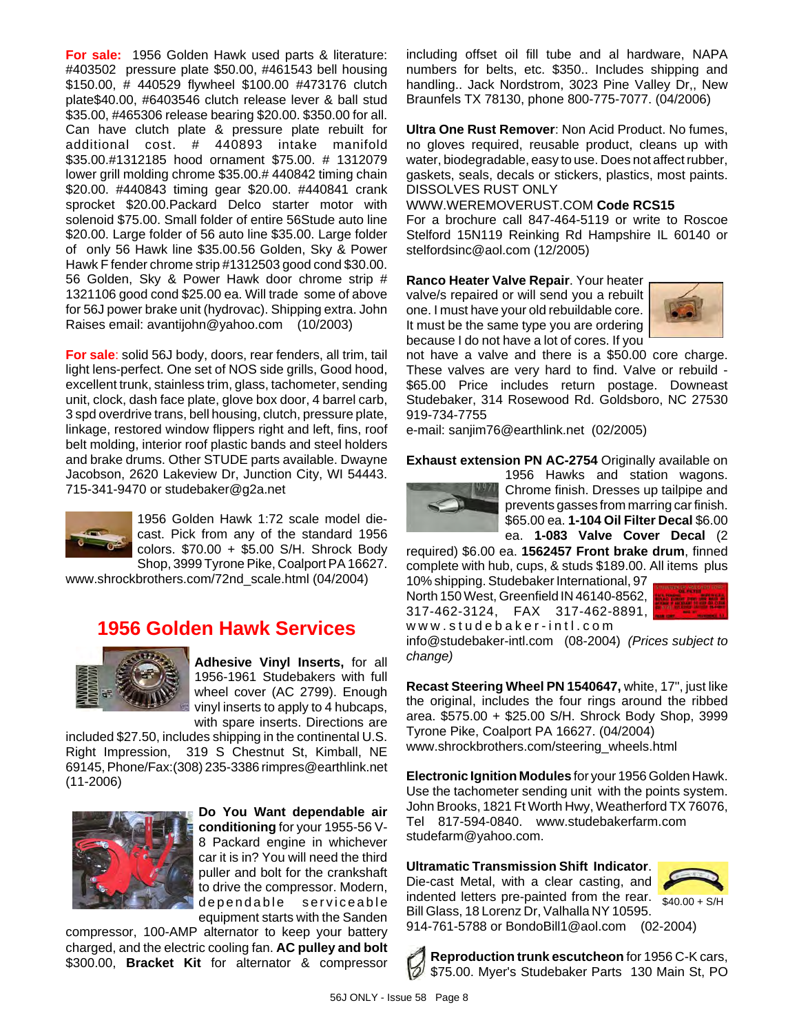**For sale:** 1956 Golden Hawk used parts & literature: #403502 pressure plate $50.00, #461543 bell housing $150.00, # 440529 flywheel $100.00 #473176 clutch plate$40.00, #6403546 clutch release lever & ball stud $35.00, #465306 release bearing $20.00. $350.00 for all. Can have clutch plate & pressure plate rebuilt for additional cost. # 440893 intake manifold $35.00.#1312185 hood ornament $75.00. # 1312079 lower grill molding chrome $35.00.# 440842 timing chain $20.00. #440843 timing gear $20.00. #440841 crank sprocket $20.00.Packard Delco starter motor with solenoid $75.00. Small folder of entire 56Stude auto line $20.00. Large folder of 56 auto line $35.00. Large folder of only 56 Hawk line $35.00.56 Golden, Sky & Power Hawk F fender chrome strip #1312503 good cond $30.00. 56 Golden, Sky & Power Hawk door chrome strip # 1321106 good cond $25.00 ea. Will trade some of above for 56J power brake unit (hydrovac). Shipping extra. John Raises email: avantijohn@yahoo.com (10/2003)

**For sale**: solid 56J body, doors, rear fenders, all trim, tail light lens-perfect. One set of NOS side grills, Good hood, excellent trunk, stainless trim, glass, tachometer, sending unit, clock, dash face plate, glove box door, 4 barrel carb, 3 spd overdrive trans, bell housing, clutch, pressure plate, linkage, restored window flippers right and left, fins, roof belt molding, interior roof plastic bands and steel holders and brake drums. Other STUDE parts available. Dwayne Jacobson, 2620 Lakeview Dr, Junction City, WI 54443. 715-341-9470 or studebaker@g2a.net

1956 Golden Hawk 1:72 scale model die-cast. Pick from any of the standard 1956 colors. $70.00 + $5.00 S/H. Shrock Body Shop, 3999 Tyrone Pike, Coalport PA 16627. www.shrockbrothers.com/72nd_scale.html (04/2004)

## 1956 Golden Hawk Services

**Adhesive Vinyl Inserts,** for all 1956-1961 Studebakers with full wheel cover (AC 2799). Enough vinyl inserts to apply to 4 hubcaps, with spare inserts. Directions are included $27.50, includes shipping in the continental U.S. Right Impression, 319 S Chestnut St, Kimball, NE 69145, Phone/Fax:(308) 235-3386 rimpres@earthlink.net (11-2006)

**Do You Want dependable air conditioning** for your 1955-56 V-8 Packard engine in whichever car it is in? You will need the third puller and bolt for the crankshaft to drive the compressor. Modern, dependable serviceable equipment starts with the Sanden compressor, 100-AMP alternator to keep your battery charged, and the electric cooling fan. **AC pulley and bolt** $300.00, **Bracket Kit** for alternator & compressor including offset oil fill tube and al hardware, NAPA numbers for belts, etc. $350.. Includes shipping and handling.. Jack Nordstrom, 3023 Pine Valley Dr,, New Braunfels TX 78130, phone 800-775-7077. (04/2006)

**Ultra One Rust Remover**: Non Acid Product. No fumes, no gloves required, reusable product, cleans up with water, biodegradable, easy to use. Does not affect rubber, gaskets, seals, decals or stickers, plastics, most paints. DISSOLVES RUST ONLY
WWW.WEREMOVERUST.COM **Code RCS15**
For a brochure call 847-464-5119 or write to Roscoe Stelford 15N119 Reinking Rd Hampshire IL 60140 or stelfordsinc@aol.com (12/2005)

**Ranco Heater Valve Repair**. Your heater valve/s repaired or will send you a rebuilt one. I must have your old rebuildable core. It must be the same type you are ordering because I do not have a lot of cores. If you not have a valve and there is a $50.00 core charge. These valves are very hard to find. Valve or rebuild - $65.00 Price includes return postage. Downeast Studebaker, 314 Rosewood Rd. Goldsboro, NC 27530 919-734-7755
e-mail: sanjim76@earthlink.net (02/2005)

**Exhaust extension PN AC-2754** Originally available on 1956 Hawks and station wagons. Chrome finish. Dresses up tailpipe and prevents gasses from marring car finish. $65.00 ea. **1-104 Oil Filter Decal** $6.00 ea. **1-083 Valve Cover Decal** (2 required) $6.00 ea. **1562457 Front brake drum**, finned complete with hub, cups, & studs $189.00. All items plus 10% shipping. Studebaker International, 97 North 150 West, Greenfield IN 46140-8562, 317-462-3124, FAX 317-462-8891, www.studebaker-intl.com info@studebaker-intl.com (08-2004) *(Prices subject to change)*

**Recast Steering Wheel PN 1540647,** white, 17", just like the original, includes the four rings around the ribbed area. $575.00 + $25.00 S/H. Shrock Body Shop, 3999 Tyrone Pike, Coalport PA 16627. (04/2004)
www.shrockbrothers.com/steering_wheels.html

**Electronic Ignition Modules** for your 1956 Golden Hawk. Use the tachometer sending unit with the points system. John Brooks, 1821 Ft Worth Hwy, Weatherford TX 76076, Tel 817-594-0840. www.studebakerfarm.com studefarm@yahoo.com.

**Ultramatic Transmission Shift Indicator**. Die-cast Metal, with a clear casting, and indented letters pre-painted from the rear. $40.00 + S/H Bill Glass, 18 Lorenz Dr, Valhalla NY 10595. 914-761-5788 or BondoBill1@aol.com (02-2004)

**Reproduction trunk escutcheon** for 1956 C-K cars, $75.00. Myer's Studebaker Parts 130 Main St, PO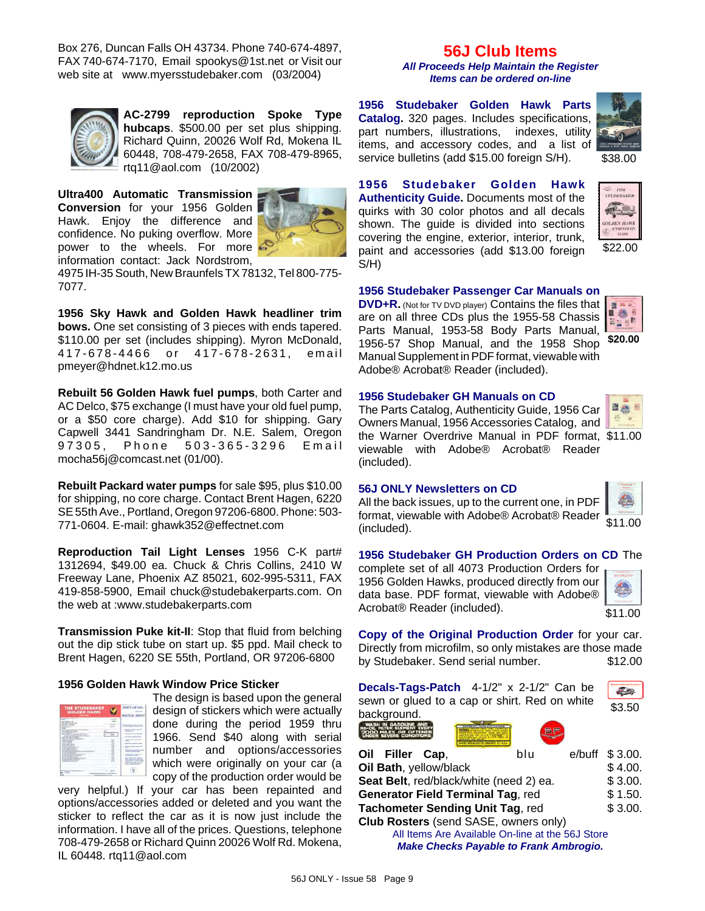Box 276, Duncan Falls OH 43734. Phone 740-674-4897, FAX 740-674-7170, Email spookys@1st.net or Visit our web site at www.myersstudebaker.com (03/2004)

**AC-2799 reproduction Spoke Type hubcaps**. $500.00 per set plus shipping. Richard Quinn, 20026 Wolf Rd, Mokena IL 60448, 708-479-2658, FAX 708-479-8965, rtq11@aol.com (10/2002)

**Ultra400 Automatic Transmission Conversion** for your 1956 Golden Hawk. Enjoy the difference and confidence. No puking overflow. More power to the wheels. For more information contact: Jack Nordstrom, 4975 IH-35 South, New Braunfels TX 78132, Tel 800-775-7077.

**1956 Sky Hawk and Golden Hawk headliner trim bows.** One set consisting of 3 pieces with ends tapered. $110.00 per set (includes shipping). Myron McDonald, 417-678-4466 or 417-678-2631, email pmeyer@hdnet.k12.mo.us

**Rebuilt 56 Golden Hawk fuel pumps**, both Carter and AC Delco, $75 exchange (I must have your old fuel pump, or a $50 core charge). Add $10 for shipping. Gary Capwell 3441 Sandringham Dr. N.E. Salem, Oregon 97305, Phone 503-365-3296 Email mocha56j@comcast.net (01/00).

**Rebuilt Packard water pumps** for sale $95, plus $10.00 for shipping, no core charge. Contact Brent Hagen, 6220 SE 55th Ave., Portland, Oregon 97206-6800. Phone: 503-771-0604. E-mail: ghawk352@effectnet.com

**Reproduction Tail Light Lenses** 1956 C-K part# 1312694, $49.00 ea. Chuck & Chris Collins, 2410 W Freeway Lane, Phoenix AZ 85021, 602-995-5311, FAX 419-858-5900, Email chuck@studebakerparts.com. On the web at :www.studebakerparts.com

**Transmission Puke kit-II**: Stop that fluid from belching out the dip stick tube on start up. $5 ppd. Mail check to Brent Hagen, 6220 SE 55th, Portland, OR 97206-6800

**1956 Golden Hawk Window Price Sticker**

The design is based upon the general design of stickers which were actually done during the period 1959 thru 1966. Send $40 along with serial number and options/accessories which were originally on your car (a copy of the production order would be very helpful.) If your car has been repainted and options/accessories added or deleted and you want the sticker to reflect the car as it is now just include the information. I have all of the prices. Questions, telephone 708-479-2658 or Richard Quinn 20026 Wolf Rd. Mokena, IL 60448. rtq11@aol.com

## 56J Club Items

***All Proceeds Help Maintain the Register***
***Items can be ordered on-line***

**1956 Studebaker Golden Hawk Parts Catalog.** 320 pages. Includes specifications, part numbers, illustrations, indexes, utility items, and accessory codes, and a list of service bulletins (add $15.00 foreign S/H). $38.00

**1956 Studebaker Golden Hawk Authenticity Guide.** Documents most of the quirks with 30 color photos and all decals shown. The guide is divided into sections covering the engine, exterior, interior, trunk, paint and accessories (add $13.00 foreign S/H) $22.00

**1956 Studebaker Passenger Car Manuals on DVD+R.** (Not for TV DVD player) Contains the files that are on all three CDs plus the 1955-58 Chassis Parts Manual, 1953-58 Body Parts Manual, 1956-57 Shop Manual, and the 1958 Shop Manual Supplement in PDF format, viewable with Adobe® Acrobat® Reader (included). **$20.00**

**1956 Studebaker GH Manuals on CD**
The Parts Catalog, Authenticity Guide, 1956 Car Owners Manual, 1956 Accessories Catalog, and the Warner Overdrive Manual in PDF format, viewable with Adobe® Acrobat® Reader (included). $11.00

**56J ONLY Newsletters on CD**
All the back issues, up to the current one, in PDF format, viewable with Adobe® Acrobat® Reader (included). $11.00

**1956 Studebaker GH Production Orders on CD** The complete set of all 4073 Production Orders for 1956 Golden Hawks, produced directly from our data base. PDF format, viewable with Adobe® Acrobat® Reader (included). $11.00

**Copy of the Original Production Order** for your car. Directly from microfilm, so only mistakes are those made by Studebaker. Send serial number. $12.00

**Decals-Tags-Patch** 4-1/2" x 2-1/2" Can be sewn or glued to a cap or shirt. Red on white background. $3.50

**Oil Filler Cap**, blu e/buff $ 3.00.
**Oil Bath**, yellow/black $ 4.00.
**Seat Belt**, red/black/white (need 2) ea. $ 3.00.
**Generator Field Terminal Tag**, red $ 1.50.
**Tachometer Sending Unit Tag**, red $ 3.00.
**Club Rosters** (send SASE, owners only)

All Items Are Available On-line at the 56J Store
***Make Checks Payable to Frank Ambrogio.***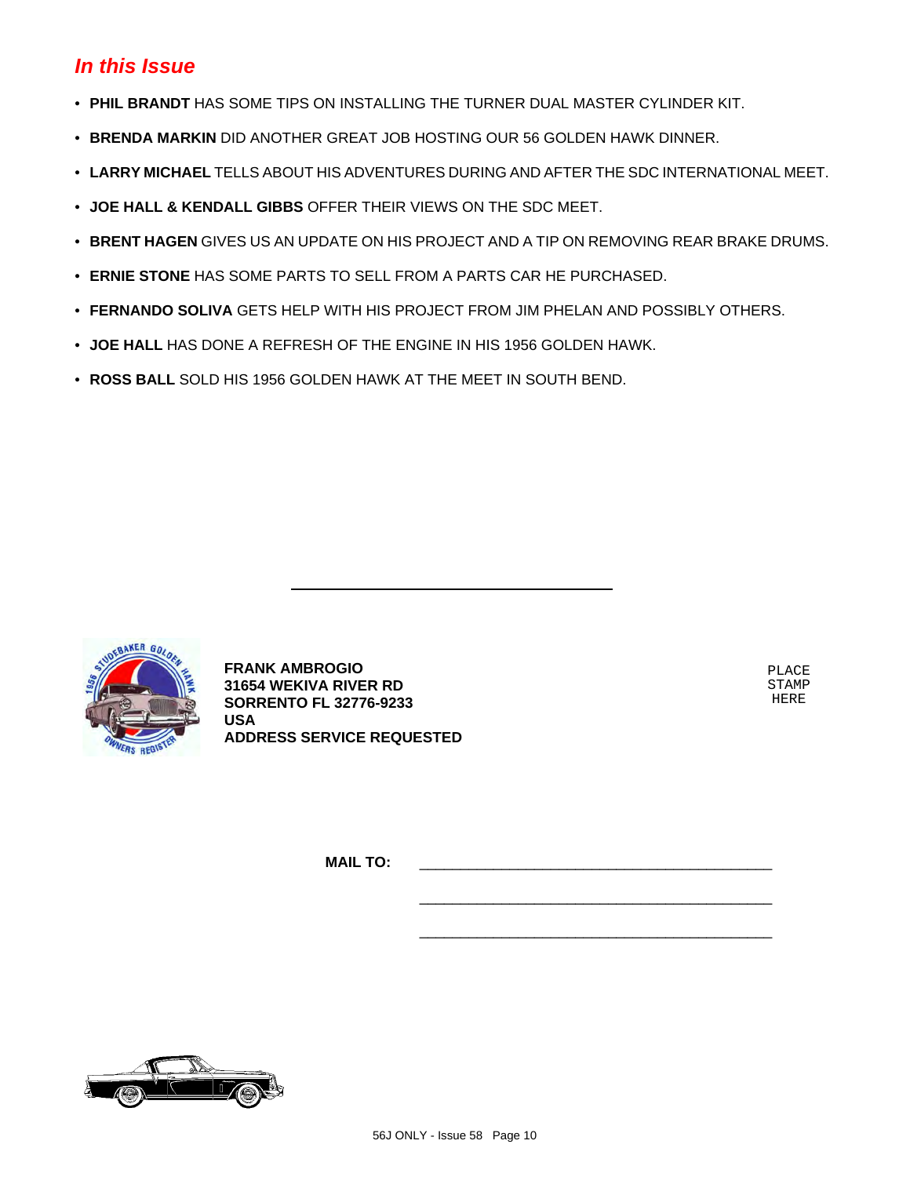## *In this Issue*

- **PHIL BRANDT** HAS SOME TIPS ON INSTALLING THE TURNER DUAL MASTER CYLINDER KIT.
- **BRENDA MARKIN** DID ANOTHER GREAT JOB HOSTING OUR 56 GOLDEN HAWK DINNER.
- **LARRY MICHAEL** TELLS ABOUT HIS ADVENTURES DURING AND AFTER THE SDC INTERNATIONAL MEET.
- **JOE HALL & KENDALL GIBBS** OFFER THEIR VIEWS ON THE SDC MEET.
- **BRENT HAGEN** GIVES US AN UPDATE ON HIS PROJECT AND A TIP ON REMOVING REAR BRAKE DRUMS.
- **ERNIE STONE** HAS SOME PARTS TO SELL FROM A PARTS CAR HE PURCHASED.
- **FERNANDO SOLIVA** GETS HELP WITH HIS PROJECT FROM JIM PHELAN AND POSSIBLY OTHERS.
- **JOE HALL** HAS DONE A REFRESH OF THE ENGINE IN HIS 1956 GOLDEN HAWK.
- **ROSS BALL** SOLD HIS 1956 GOLDEN HAWK AT THE MEET IN SOUTH BEND.

---

**FRANK AMBROGIO**
**31654 WEKIVA RIVER RD**
**SORRENTO FL 32776-9233**
**USA**
**ADDRESS SERVICE REQUESTED**

PLACE
STAMP
HERE

**MAIL TO:** ____________________________________________

____________________________________________

____________________________________________